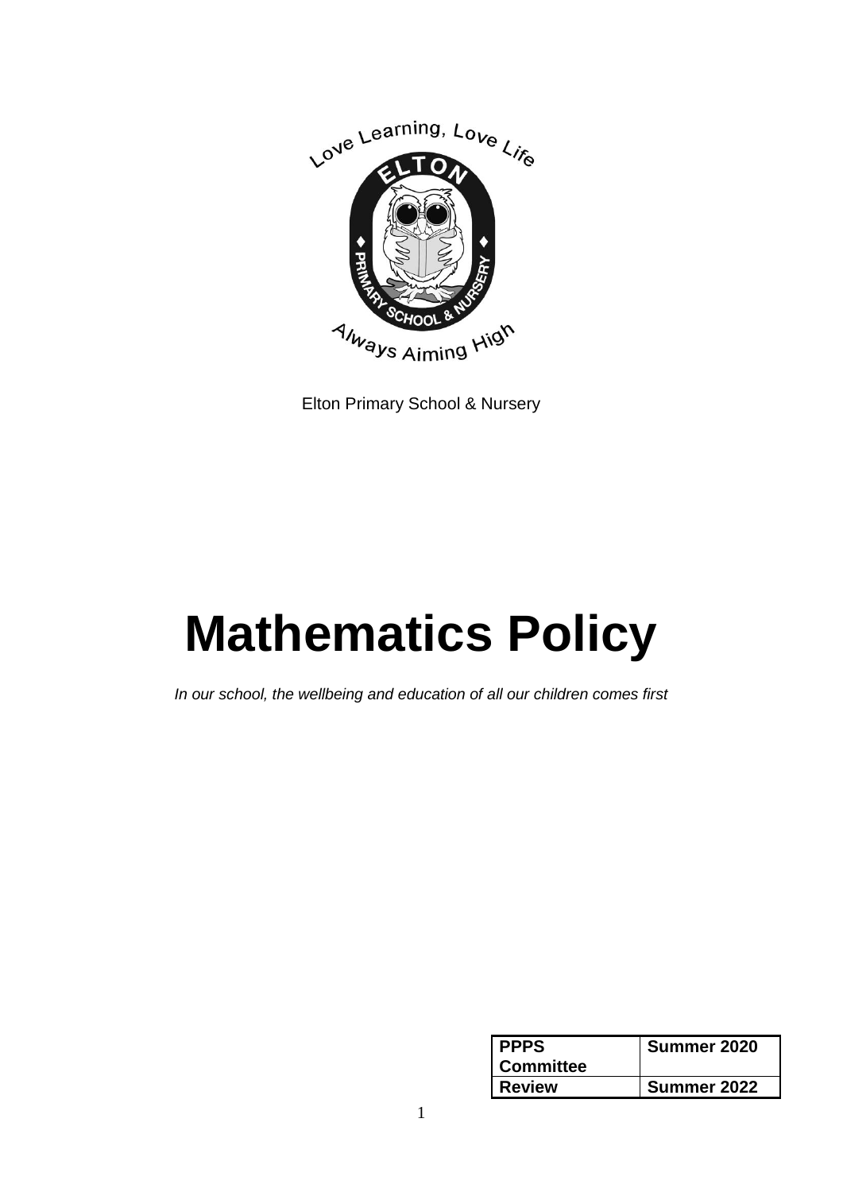Elton Primary School & Nursery

# Mathematics Policy

*In our school, the wellbeing and education of all our children comes first*

| PPPS Committee | Summer 2020 |
| --- | --- |
| Review | Summer 2022 |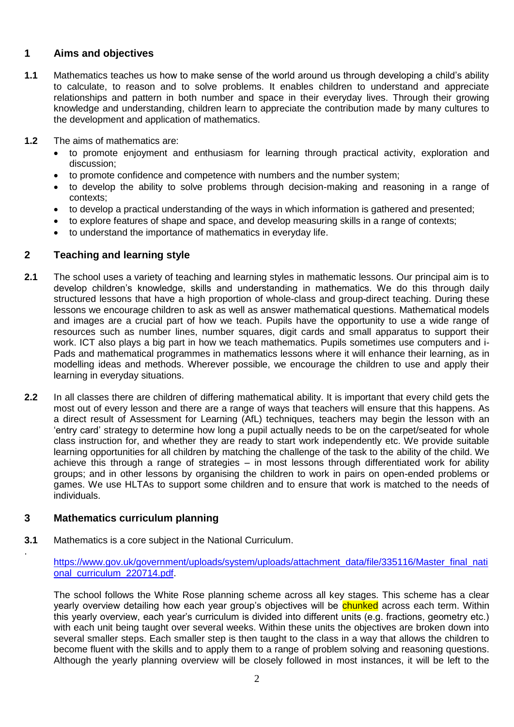## 1 Aims and objectives

**1.1** Mathematics teaches us how to make sense of the world around us through developing a child's ability to calculate, to reason and to solve problems. It enables children to understand and appreciate relationships and pattern in both number and space in their everyday lives. Through their growing knowledge and understanding, children learn to appreciate the contribution made by many cultures to the development and application of mathematics.

**1.2** The aims of mathematics are:

- to promote enjoyment and enthusiasm for learning through practical activity, exploration and discussion;
- to promote confidence and competence with numbers and the number system;
- to develop the ability to solve problems through decision-making and reasoning in a range of contexts;
- to develop a practical understanding of the ways in which information is gathered and presented;
- to explore features of shape and space, and develop measuring skills in a range of contexts;
- to understand the importance of mathematics in everyday life.

## 2 Teaching and learning style

**2.1** The school uses a variety of teaching and learning styles in mathematic lessons. Our principal aim is to develop children's knowledge, skills and understanding in mathematics. We do this through daily structured lessons that have a high proportion of whole-class and group-direct teaching. During these lessons we encourage children to ask as well as answer mathematical questions. Mathematical models and images are a crucial part of how we teach. Pupils have the opportunity to use a wide range of resources such as number lines, number squares, digit cards and small apparatus to support their work. ICT also plays a big part in how we teach mathematics. Pupils sometimes use computers and i-Pads and mathematical programmes in mathematics lessons where it will enhance their learning, as in modelling ideas and methods. Wherever possible, we encourage the children to use and apply their learning in everyday situations.

**2.2** In all classes there are children of differing mathematical ability. It is important that every child gets the most out of every lesson and there are a range of ways that teachers will ensure that this happens. As a direct result of Assessment for Learning (AfL) techniques, teachers may begin the lesson with an 'entry card' strategy to determine how long a pupil actually needs to be on the carpet/seated for whole class instruction for, and whether they are ready to start work independently etc. We provide suitable learning opportunities for all children by matching the challenge of the task to the ability of the child. We achieve this through a range of strategies – in most lessons through differentiated work for ability groups; and in other lessons by organising the children to work in pairs on open-ended problems or games. We use HLTAs to support some children and to ensure that work is matched to the needs of individuals.

## 3 Mathematics curriculum planning

**3.1** Mathematics is a core subject in the National Curriculum.

.

https://www.gov.uk/government/uploads/system/uploads/attachment_data/file/335116/Master_final_national_curriculum_220714.pdf.

The school follows the White Rose planning scheme across all key stages. This scheme has a clear yearly overview detailing how each year group's objectives will be chunked across each term. Within this yearly overview, each year's curriculum is divided into different units (e.g. fractions, geometry etc.) with each unit being taught over several weeks. Within these units the objectives are broken down into several smaller steps. Each smaller step is then taught to the class in a way that allows the children to become fluent with the skills and to apply them to a range of problem solving and reasoning questions. Although the yearly planning overview will be closely followed in most instances, it will be left to the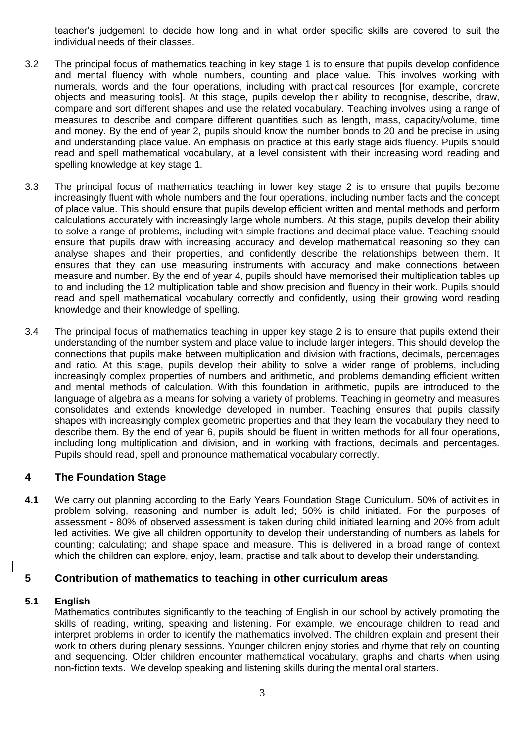teacher's judgement to decide how long and in what order specific skills are covered to suit the individual needs of their classes.

3.2 The principal focus of mathematics teaching in key stage 1 is to ensure that pupils develop confidence and mental fluency with whole numbers, counting and place value. This involves working with numerals, words and the four operations, including with practical resources [for example, concrete objects and measuring tools]. At this stage, pupils develop their ability to recognise, describe, draw, compare and sort different shapes and use the related vocabulary. Teaching involves using a range of measures to describe and compare different quantities such as length, mass, capacity/volume, time and money. By the end of year 2, pupils should know the number bonds to 20 and be precise in using and understanding place value. An emphasis on practice at this early stage aids fluency. Pupils should read and spell mathematical vocabulary, at a level consistent with their increasing word reading and spelling knowledge at key stage 1.

3.3 The principal focus of mathematics teaching in lower key stage 2 is to ensure that pupils become increasingly fluent with whole numbers and the four operations, including number facts and the concept of place value. This should ensure that pupils develop efficient written and mental methods and perform calculations accurately with increasingly large whole numbers. At this stage, pupils develop their ability to solve a range of problems, including with simple fractions and decimal place value. Teaching should ensure that pupils draw with increasing accuracy and develop mathematical reasoning so they can analyse shapes and their properties, and confidently describe the relationships between them. It ensures that they can use measuring instruments with accuracy and make connections between measure and number. By the end of year 4, pupils should have memorised their multiplication tables up to and including the 12 multiplication table and show precision and fluency in their work. Pupils should read and spell mathematical vocabulary correctly and confidently, using their growing word reading knowledge and their knowledge of spelling.

3.4 The principal focus of mathematics teaching in upper key stage 2 is to ensure that pupils extend their understanding of the number system and place value to include larger integers. This should develop the connections that pupils make between multiplication and division with fractions, decimals, percentages and ratio. At this stage, pupils develop their ability to solve a wider range of problems, including increasingly complex properties of numbers and arithmetic, and problems demanding efficient written and mental methods of calculation. With this foundation in arithmetic, pupils are introduced to the language of algebra as a means for solving a variety of problems. Teaching in geometry and measures consolidates and extends knowledge developed in number. Teaching ensures that pupils classify shapes with increasingly complex geometric properties and that they learn the vocabulary they need to describe them. By the end of year 6, pupils should be fluent in written methods for all four operations, including long multiplication and division, and in working with fractions, decimals and percentages. Pupils should read, spell and pronounce mathematical vocabulary correctly.

## 4 The Foundation Stage

**4.1** We carry out planning according to the Early Years Foundation Stage Curriculum. 50% of activities in problem solving, reasoning and number is adult led; 50% is child initiated. For the purposes of assessment - 80% of observed assessment is taken during child initiated learning and 20% from adult led activities. We give all children opportunity to develop their understanding of numbers as labels for counting; calculating; and shape space and measure. This is delivered in a broad range of context which the children can explore, enjoy, learn, practise and talk about to develop their understanding.

## 5 Contribution of mathematics to teaching in other curriculum areas

### 5.1 English

Mathematics contributes significantly to the teaching of English in our school by actively promoting the skills of reading, writing, speaking and listening. For example, we encourage children to read and interpret problems in order to identify the mathematics involved. The children explain and present their work to others during plenary sessions. Younger children enjoy stories and rhyme that rely on counting and sequencing. Older children encounter mathematical vocabulary, graphs and charts when using non-fiction texts. We develop speaking and listening skills during the mental oral starters.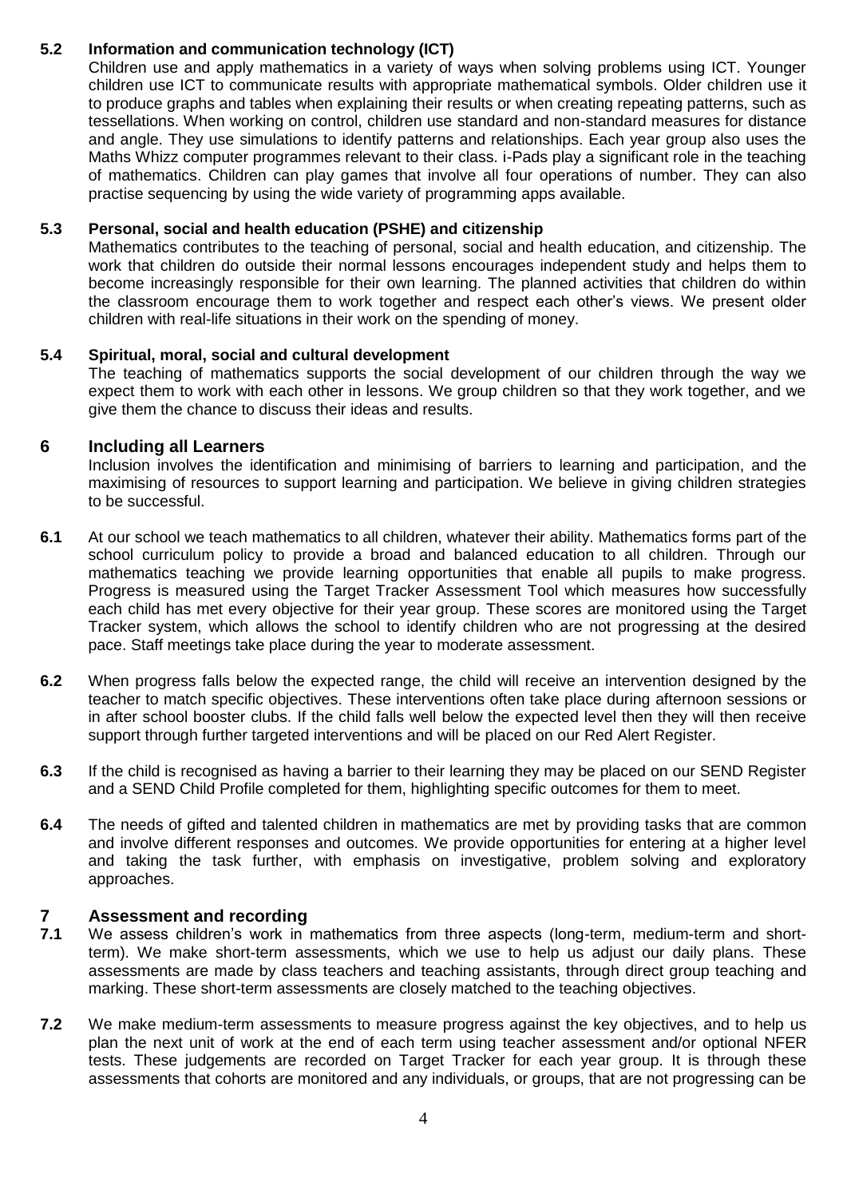### 5.2 Information and communication technology (ICT)

Children use and apply mathematics in a variety of ways when solving problems using ICT. Younger children use ICT to communicate results with appropriate mathematical symbols. Older children use it to produce graphs and tables when explaining their results or when creating repeating patterns, such as tessellations. When working on control, children use standard and non-standard measures for distance and angle. They use simulations to identify patterns and relationships. Each year group also uses the Maths Whizz computer programmes relevant to their class. i-Pads play a significant role in the teaching of mathematics. Children can play games that involve all four operations of number. They can also practise sequencing by using the wide variety of programming apps available.

### 5.3 Personal, social and health education (PSHE) and citizenship

Mathematics contributes to the teaching of personal, social and health education, and citizenship. The work that children do outside their normal lessons encourages independent study and helps them to become increasingly responsible for their own learning. The planned activities that children do within the classroom encourage them to work together and respect each other's views. We present older children with real-life situations in their work on the spending of money.

### 5.4 Spiritual, moral, social and cultural development

The teaching of mathematics supports the social development of our children through the way we expect them to work with each other in lessons. We group children so that they work together, and we give them the chance to discuss their ideas and results.

## 6 Including all Learners

Inclusion involves the identification and minimising of barriers to learning and participation, and the maximising of resources to support learning and participation. We believe in giving children strategies to be successful.

**6.1** At our school we teach mathematics to all children, whatever their ability. Mathematics forms part of the school curriculum policy to provide a broad and balanced education to all children. Through our mathematics teaching we provide learning opportunities that enable all pupils to make progress. Progress is measured using the Target Tracker Assessment Tool which measures how successfully each child has met every objective for their year group. These scores are monitored using the Target Tracker system, which allows the school to identify children who are not progressing at the desired pace. Staff meetings take place during the year to moderate assessment.

**6.2** When progress falls below the expected range, the child will receive an intervention designed by the teacher to match specific objectives. These interventions often take place during afternoon sessions or in after school booster clubs. If the child falls well below the expected level then they will then receive support through further targeted interventions and will be placed on our Red Alert Register.

**6.3** If the child is recognised as having a barrier to their learning they may be placed on our SEND Register and a SEND Child Profile completed for them, highlighting specific outcomes for them to meet.

**6.4** The needs of gifted and talented children in mathematics are met by providing tasks that are common and involve different responses and outcomes. We provide opportunities for entering at a higher level and taking the task further, with emphasis on investigative, problem solving and exploratory approaches.

## 7 Assessment and recording

**7.1** We assess children's work in mathematics from three aspects (long-term, medium-term and short-term). We make short-term assessments, which we use to help us adjust our daily plans. These assessments are made by class teachers and teaching assistants, through direct group teaching and marking. These short-term assessments are closely matched to the teaching objectives.

**7.2** We make medium-term assessments to measure progress against the key objectives, and to help us plan the next unit of work at the end of each term using teacher assessment and/or optional NFER tests. These judgements are recorded on Target Tracker for each year group. It is through these assessments that cohorts are monitored and any individuals, or groups, that are not progressing can be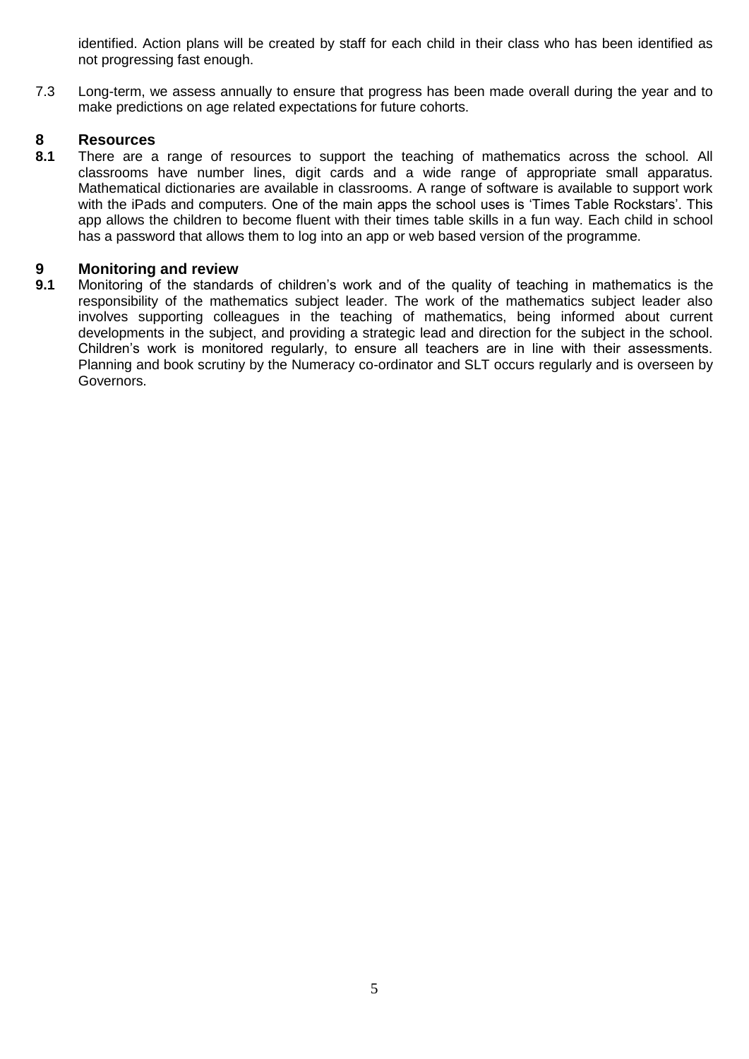identified. Action plans will be created by staff for each child in their class who has been identified as not progressing fast enough.

7.3 Long-term, we assess annually to ensure that progress has been made overall during the year and to make predictions on age related expectations for future cohorts.

## 8 Resources

**8.1** There are a range of resources to support the teaching of mathematics across the school. All classrooms have number lines, digit cards and a wide range of appropriate small apparatus. Mathematical dictionaries are available in classrooms. A range of software is available to support work with the iPads and computers. One of the main apps the school uses is 'Times Table Rockstars'. This app allows the children to become fluent with their times table skills in a fun way. Each child in school has a password that allows them to log into an app or web based version of the programme.

## 9 Monitoring and review

**9.1** Monitoring of the standards of children's work and of the quality of teaching in mathematics is the responsibility of the mathematics subject leader. The work of the mathematics subject leader also involves supporting colleagues in the teaching of mathematics, being informed about current developments in the subject, and providing a strategic lead and direction for the subject in the school. Children's work is monitored regularly, to ensure all teachers are in line with their assessments. Planning and book scrutiny by the Numeracy co-ordinator and SLT occurs regularly and is overseen by Governors.